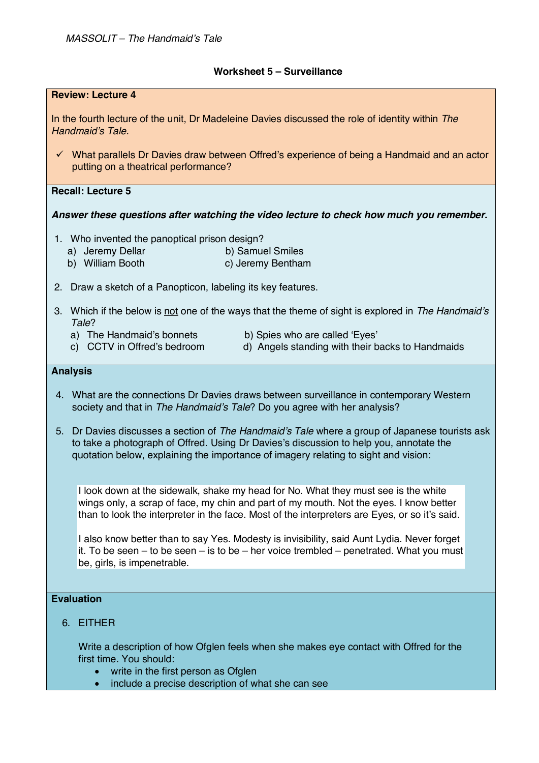# Worksheet 5 – Surveillance

**Review: Lecture 4**

In the fourth lecture of the unit, Dr Madeleine Davies discussed the role of identity within *The Handmaid's Tale.*

- ✓ What parallels Dr Davies draw between Offred's experience of being a Handmaid and an actor putting on a theatrical performance?

**Recall: Lecture 5**

***Answer these questions after watching the video lecture to check how much you remember.***

1. Who invented the panoptical prison design?
   - a) Jeremy Dellar
   - b) Samuel Smiles
   - b) William Booth
   - c) Jeremy Bentham

2. Draw a sketch of a Panopticon, labeling its key features.

3. Which if the below is not one of the ways that the theme of sight is explored in *The Handmaid's Tale*?
   - a) The Handmaid's bonnets
   - b) Spies who are called 'Eyes'
   - c) CCTV in Offred's bedroom
   - d) Angels standing with their backs to Handmaids

**Analysis**

4. What are the connections Dr Davies draws between surveillance in contemporary Western society and that in *The Handmaid's Tale*? Do you agree with her analysis?

5. Dr Davies discusses a section of *The Handmaid's Tale* where a group of Japanese tourists ask to take a photograph of Offred. Using Dr Davies's discussion to help you, annotate the quotation below, explaining the importance of imagery relating to sight and vision:

> I look down at the sidewalk, shake my head for No. What they must see is the white wings only, a scrap of face, my chin and part of my mouth. Not the eyes. I know better than to look the interpreter in the face. Most of the interpreters are Eyes, or so it's said.
>
> I also know better than to say Yes. Modesty is invisibility, said Aunt Lydia. Never forget it. To be seen – to be seen – is to be – her voice trembled – penetrated. What you must be, girls, is impenetrable.

**Evaluation**

6. EITHER

   Write a description of how Ofglen feels when she makes eye contact with Offred for the first time. You should:
   - write in the first person as Ofglen
   - include a precise description of what she can see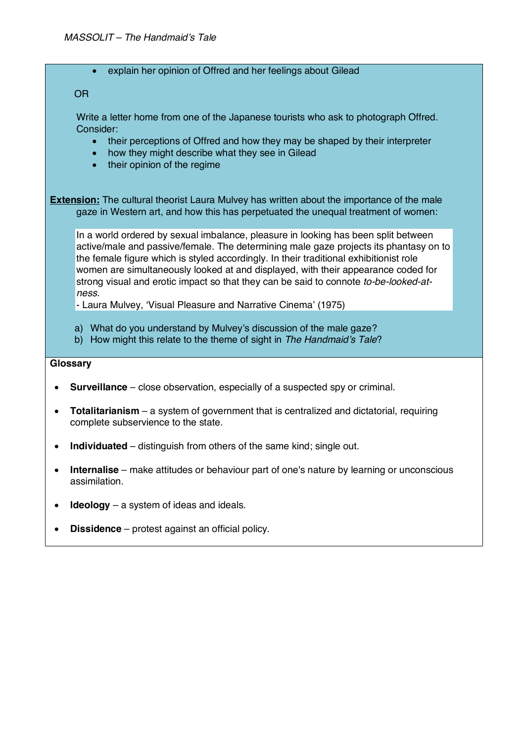- explain her opinion of Offred and her feelings about Gilead

OR

Write a letter home from one of the Japanese tourists who ask to photograph Offred. Consider:

- their perceptions of Offred and how they may be shaped by their interpreter
- how they might describe what they see in Gilead
- their opinion of the regime

**Extension:** The cultural theorist Laura Mulvey has written about the importance of the male gaze in Western art, and how this has perpetuated the unequal treatment of women:

> In a world ordered by sexual imbalance, pleasure in looking has been split between active/male and passive/female. The determining male gaze projects its phantasy on to the female figure which is styled accordingly. In their traditional exhibitionist role women are simultaneously looked at and displayed, with their appearance coded for strong visual and erotic impact so that they can be said to connote *to-be-looked-at-ness*.
> - Laura Mulvey, 'Visual Pleasure and Narrative Cinema' (1975)

a) What do you understand by Mulvey's discussion of the male gaze?
b) How might this relate to the theme of sight in *The Handmaid's Tale*?

**Glossary**

- **Surveillance** – close observation, especially of a suspected spy or criminal.
- **Totalitarianism** – a system of government that is centralized and dictatorial, requiring complete subservience to the state.
- **Individuated** – distinguish from others of the same kind; single out.
- **Internalise** – make attitudes or behaviour part of one's nature by learning or unconscious assimilation.
- **Ideology** – a system of ideas and ideals.
- **Dissidence** – protest against an official policy.